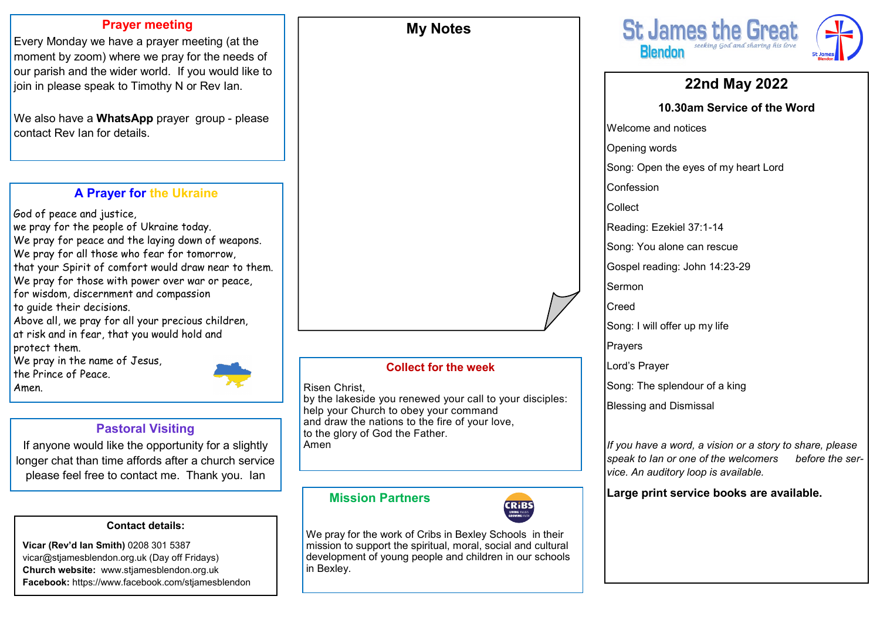## Prayer meeting

Every Monday we have a prayer meeting (at the moment by zoom) where we pray for the needs of our parish and the wider world. If you would like to join in please speak to Timothy N or Rev Ian.

We also have a **WhatsApp** prayer group - please contact Rev Ian for details.

## A Prayer for the Ukraine

God of peace and justice,
we pray for the people of Ukraine today.
We pray for peace and the laying down of weapons.
We pray for all those who fear for tomorrow,
that your Spirit of comfort would draw near to them.
We pray for those with power over war or peace,
for wisdom, discernment and compassion
to guide their decisions.
Above all, we pray for all your precious children,
at risk and in fear, that you would hold and
protect them.
We pray in the name of Jesus,
the Prince of Peace.
Amen.

## Pastoral Visiting

If anyone would like the opportunity for a slightly longer chat than time affords after a church service please feel free to contact me. Thank you. Ian

### Contact details:

**Vicar (Rev'd Ian Smith)** 0208 301 5387
vicar@stjamesblendon.org.uk (Day off Fridays)
**Church website:** www.stjamesblendon.org.uk
**Facebook:** https://www.facebook.com/stjamesblendon

## My Notes

## Collect for the week

Risen Christ,
by the lakeside you renewed your call to your disciples:
help your Church to obey your command
and draw the nations to the fire of your love,
to the glory of God the Father.
Amen

## Mission Partners

We pray for the work of Cribs in Bexley Schools in their mission to support the spiritual, moral, social and cultural development of young people and children in our schools in Bexley.

# St James the Great Blendon

*seeking God and sharing his love*

## 22nd May 2022

### 10.30am Service of the Word

Welcome and notices

Opening words

Song: Open the eyes of my heart Lord

Confession

Collect

Reading: Ezekiel 37:1-14

Song: You alone can rescue

Gospel reading: John 14:23-29

Sermon

Creed

Song: I will offer up my life

Prayers

Lord's Prayer

Song: The splendour of a king

Blessing and Dismissal

*If you have a word, a vision or a story to share, please speak to Ian or one of the welcomers before the service. An auditory loop is available.*

**Large print service books are available.**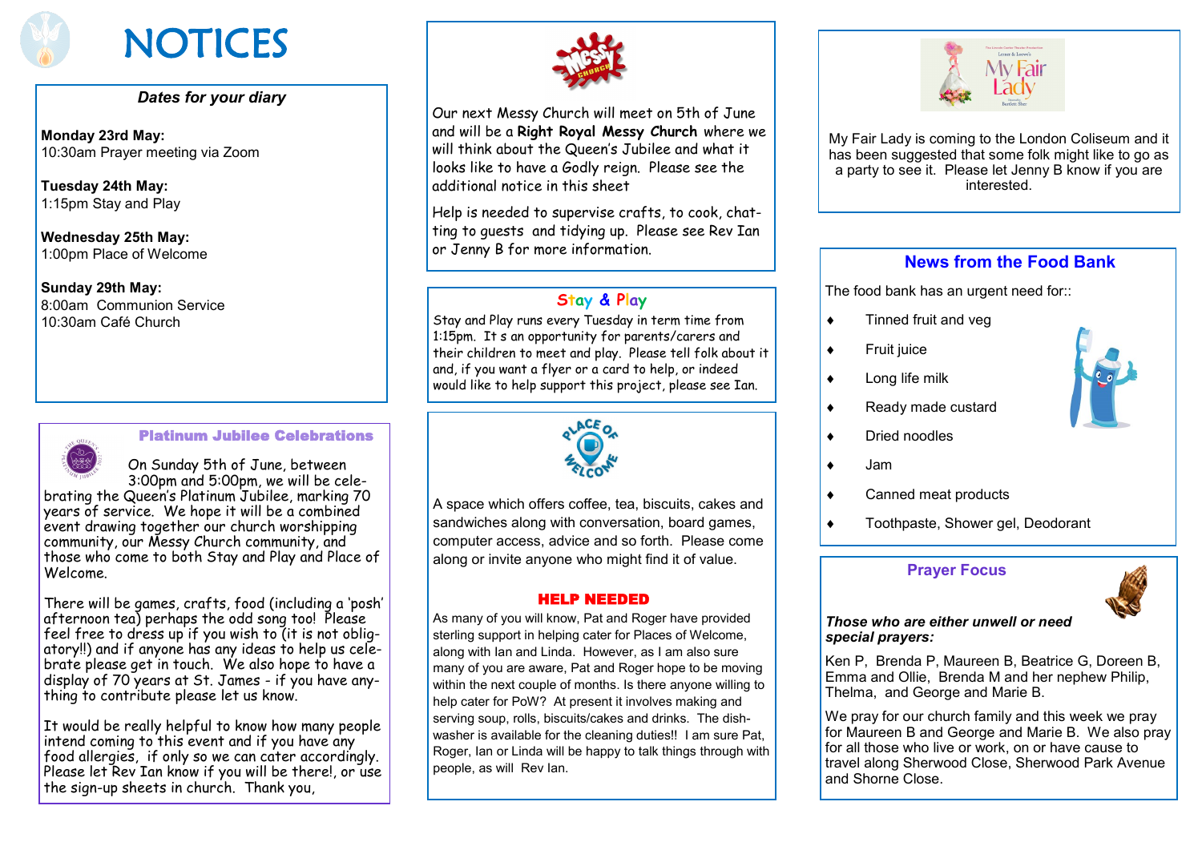# NOTICES

*Dates for your diary*

**Monday 23rd May:**
10:30am Prayer meeting via Zoom

**Tuesday 24th May:**
1:15pm Stay and Play

**Wednesday 25th May:**
1:00pm Place of Welcome

**Sunday 29th May:**
8:00am Communion Service
10:30am Café Church

## Platinum Jubilee Celebrations

On Sunday 5th of June, between 3:00pm and 5:00pm, we will be celebrating the Queen's Platinum Jubilee, marking 70 years of service. We hope it will be a combined event drawing together our church worshipping community, our Messy Church community, and those who come to both Stay and Play and Place of Welcome.

There will be games, crafts, food (including a 'posh' afternoon tea) perhaps the odd song too! Please feel free to dress up if you wish to (it is not obligatory!!) and if anyone has any ideas to help us celebrate please get in touch. We also hope to have a display of 70 years at St. James - if you have anything to contribute please let us know.

It would be really helpful to know how many people intend coming to this event and if you have any food allergies, if only so we can cater accordingly. Please let Rev Ian know if you will be there!, or use the sign-up sheets in church. Thank you,

## Messy Church

Our next Messy Church will meet on 5th of June and will be a **Right Royal Messy Church** where we will think about the Queen's Jubilee and what it looks like to have a Godly reign. Please see the additional notice in this sheet

Help is needed to supervise crafts, to cook, chatting to guests and tidying up. Please see Rev Ian or Jenny B for more information.

## Stay & Play

Stay and Play runs every Tuesday in term time from 1:15pm. It s an opportunity for parents/carers and their children to meet and play. Please tell folk about it and, if you want a flyer or a card to help, or indeed would like to help support this project, please see Ian.

## Place of Welcome

A space which offers coffee, tea, biscuits, cakes and sandwiches along with conversation, board games, computer access, advice and so forth. Please come along or invite anyone who might find it of value.

### HELP NEEDED

As many of you will know, Pat and Roger have provided sterling support in helping cater for Places of Welcome, along with Ian and Linda. However, as I am also sure many of you are aware, Pat and Roger hope to be moving within the next couple of months. Is there anyone willing to help cater for PoW? At present it involves making and serving soup, rolls, biscuits/cakes and drinks. The dishwasher is available for the cleaning duties!! I am sure Pat, Roger, Ian or Linda will be happy to talk things through with people, as will Rev Ian.

## My Fair Lady

My Fair Lady is coming to the London Coliseum and it has been suggested that some folk might like to go as a party to see it. Please let Jenny B know if you are interested.

## News from the Food Bank

The food bank has an urgent need for::

- Tinned fruit and veg
- Fruit juice
- Long life milk
- Ready made custard
- Dried noodles
- Jam
- Canned meat products
- Toothpaste, Shower gel, Deodorant

## Prayer Focus

***Those who are either unwell or need special prayers:***

Ken P, Brenda P, Maureen B, Beatrice G, Doreen B, Emma and Ollie, Brenda M and her nephew Philip, Thelma, and George and Marie B.

We pray for our church family and this week we pray for Maureen B and George and Marie B. We also pray for all those who live or work, on or have cause to travel along Sherwood Close, Sherwood Park Avenue and Shorne Close.